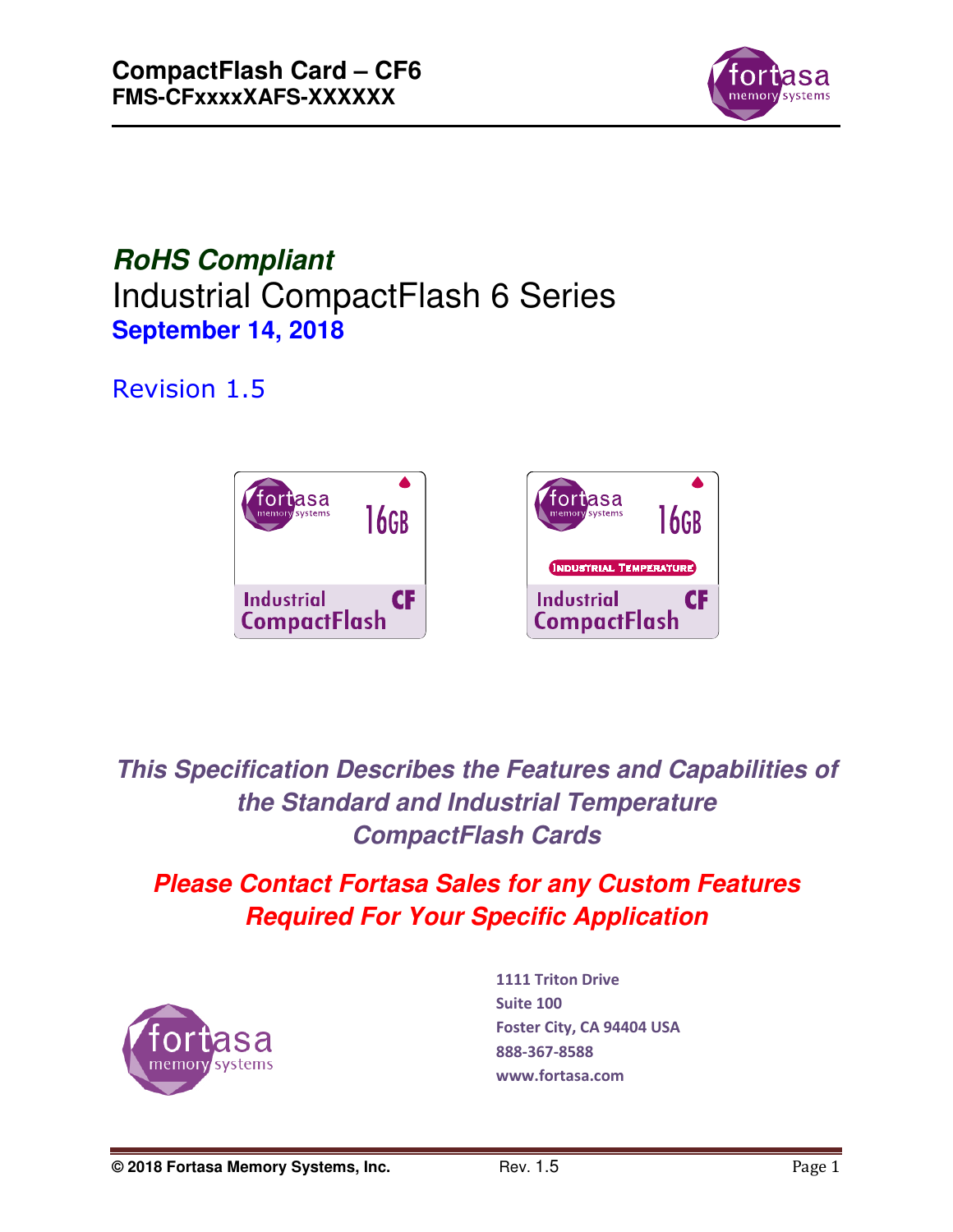# CompactFlash Card – CF6

**FMS-CFxxxxXAFS-XXXXXX**

***RoHS Compliant***

## Industrial CompactFlash 6 Series

**September 14, 2018**

Revision 1.5

***This Specification Describes the Features and Capabilities of the Standard and Industrial Temperature CompactFlash Cards***

***Please Contact Fortasa Sales for any Custom Features Required For Your Specific Application***

**1111 Triton Drive**
**Suite 100**
**Foster City, CA 94404 USA**
**888-367-8588**
**www.fortasa.com**

**© 2018 Fortasa Memory Systems, Inc.** Rev. 1.5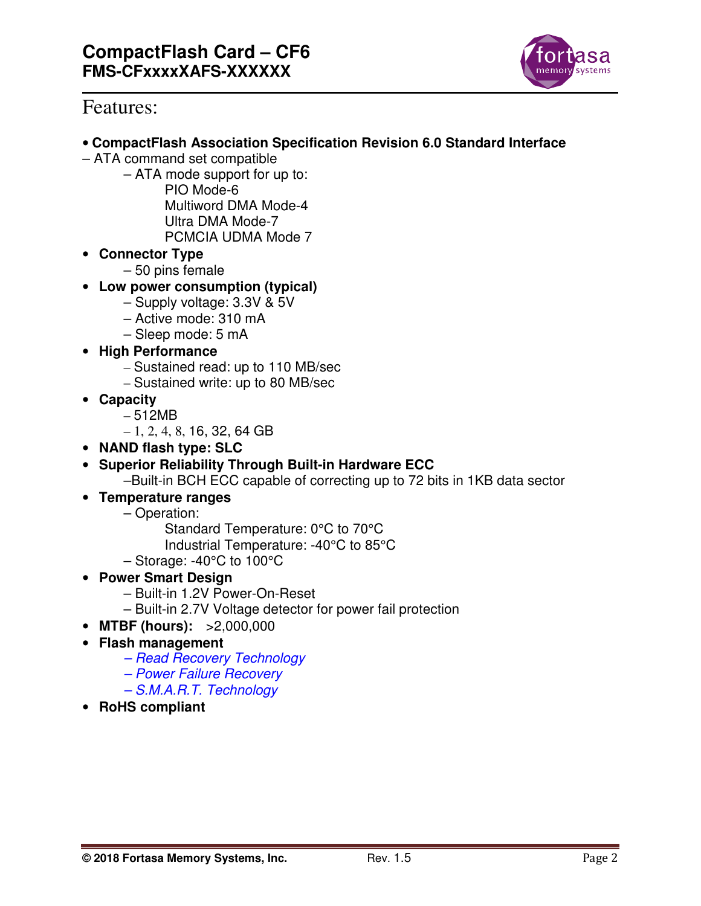# Features:

- **CompactFlash Association Specification Revision 6.0 Standard Interface**

– ATA command set compatible

  – ATA mode support for up to:
    - PIO Mode-6
    - Multiword DMA Mode-4
    - Ultra DMA Mode-7
    - PCMCIA UDMA Mode 7

- **Connector Type**
  - – 50 pins female
- **Low power consumption (typical)**
  - – Supply voltage: 3.3V & 5V
  - – Active mode: 310 mA
  - – Sleep mode: 5 mA
- **High Performance**
  - – Sustained read: up to 110 MB/sec
  - – Sustained write: up to 80 MB/sec
- **Capacity**
  - – 512MB
  - – 1, 2, 4, 8, 16, 32, 64 GB
- **NAND flash type: SLC**
- **Superior Reliability Through Built-in Hardware ECC**
  - –Built-in BCH ECC capable of correcting up to 72 bits in 1KB data sector
- **Temperature ranges**
  - – Operation:
    - Standard Temperature: 0°C to 70°C
    - Industrial Temperature: -40°C to 85°C
  - – Storage: -40°C to 100°C
- **Power Smart Design**
  - – Built-in 1.2V Power-On-Reset
  - – Built-in 2.7V Voltage detector for power fail protection
- **MTBF (hours):** >2,000,000
- **Flash management**
  - *– Read Recovery Technology*
  - *– Power Failure Recovery*
  - *– S.M.A.R.T. Technology*
- **RoHS compliant**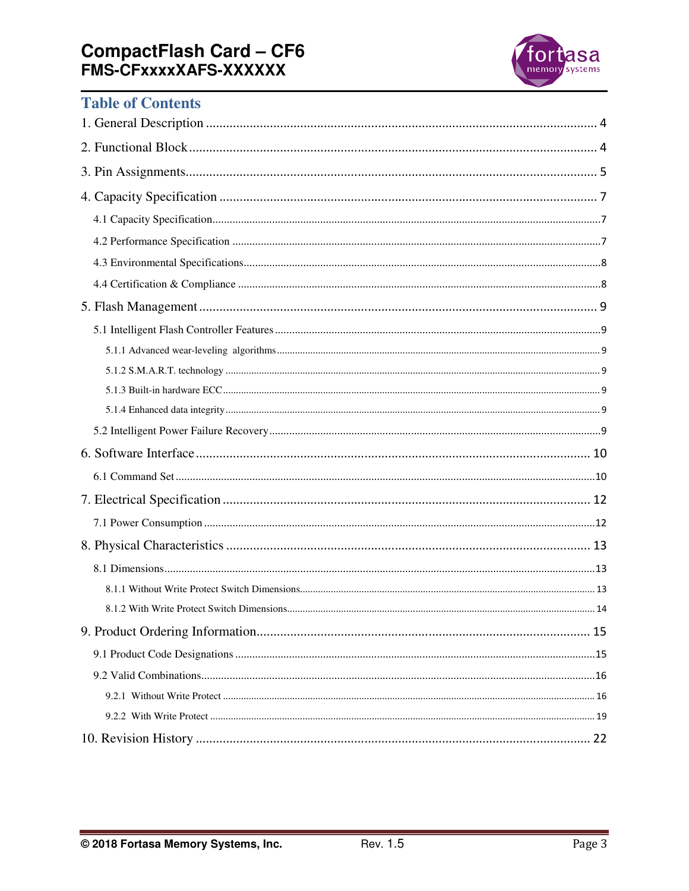## Table of Contents

1. General Description .......... 4
2. Functional Block .......... 4
3. Pin Assignments .......... 5
4. Capacity Specification .......... 7
   - 4.1 Capacity Specification .......... 7
   - 4.2 Performance Specification .......... 7
   - 4.3 Environmental Specifications .......... 8
   - 4.4 Certification & Compliance .......... 8
5. Flash Management .......... 9
   - 5.1 Intelligent Flash Controller Features .......... 9
     - 5.1.1 Advanced wear-leveling algorithms .......... 9
     - 5.1.2 S.M.A.R.T. technology .......... 9
     - 5.1.3 Built-in hardware ECC .......... 9
     - 5.1.4 Enhanced data integrity .......... 9
   - 5.2 Intelligent Power Failure Recovery .......... 9
6. Software Interface .......... 10
   - 6.1 Command Set .......... 10
7. Electrical Specification .......... 12
   - 7.1 Power Consumption .......... 12
8. Physical Characteristics .......... 13
   - 8.1 Dimensions .......... 13
     - 8.1.1 Without Write Protect Switch Dimensions .......... 13
     - 8.1.2 With Write Protect Switch Dimensions .......... 14
9. Product Ordering Information .......... 15
   - 9.1 Product Code Designations .......... 15
   - 9.2 Valid Combinations .......... 16
     - 9.2.1 Without Write Protect .......... 16
     - 9.2.2 With Write Protect .......... 19
10. Revision History .......... 22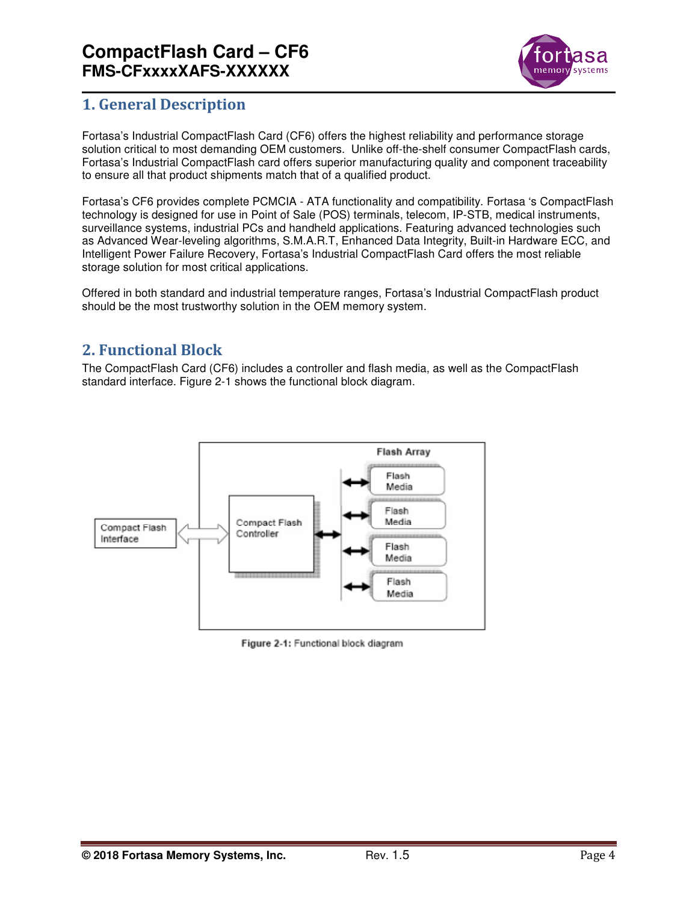## 1. General Description

Fortasa's Industrial CompactFlash Card (CF6) offers the highest reliability and performance storage solution critical to most demanding OEM customers. Unlike off-the-shelf consumer CompactFlash cards, Fortasa's Industrial CompactFlash card offers superior manufacturing quality and component traceability to ensure all that product shipments match that of a qualified product.

Fortasa's CF6 provides complete PCMCIA - ATA functionality and compatibility. Fortasa 's CompactFlash technology is designed for use in Point of Sale (POS) terminals, telecom, IP-STB, medical instruments, surveillance systems, industrial PCs and handheld applications. Featuring advanced technologies such as Advanced Wear-leveling algorithms, S.M.A.R.T, Enhanced Data Integrity, Built-in Hardware ECC, and Intelligent Power Failure Recovery, Fortasa's Industrial CompactFlash Card offers the most reliable storage solution for most critical applications.

Offered in both standard and industrial temperature ranges, Fortasa's Industrial CompactFlash product should be the most trustworthy solution in the OEM memory system.

## 2. Functional Block

The CompactFlash Card (CF6) includes a controller and flash media, as well as the CompactFlash standard interface. Figure 2-1 shows the functional block diagram.

Compact Flash Interface ⇔ Compact Flash Controller ↔ Flash Array (Flash Media, Flash Media, Flash Media, Flash Media)

**Figure 2-1:** Functional block diagram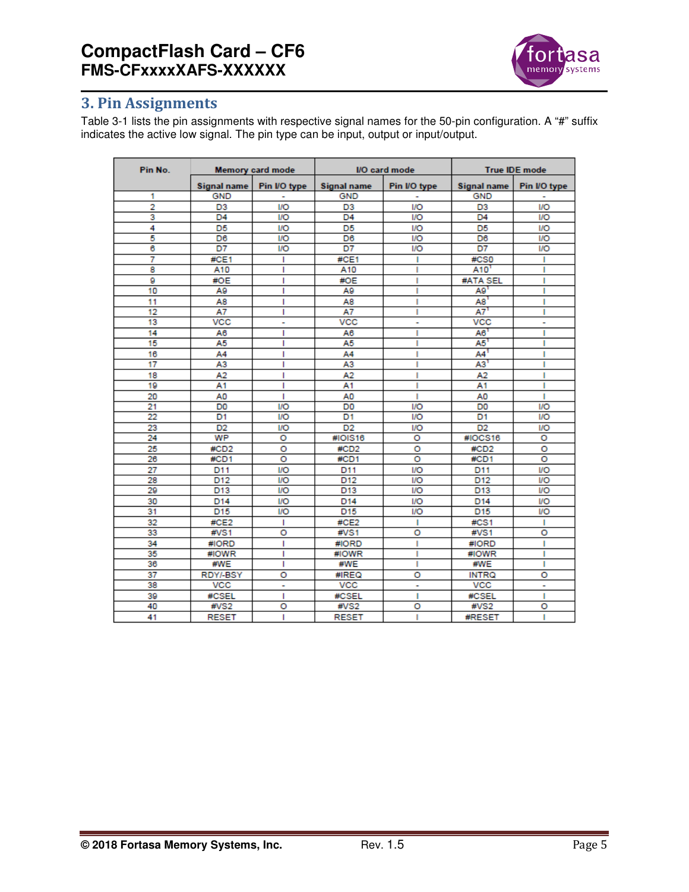## 3. Pin Assignments

Table 3-1 lists the pin assignments with respective signal names for the 50-pin configuration. A "#" suffix indicates the active low signal. The pin type can be input, output or input/output.

| Pin No. | Memory card mode | | I/O card mode | | True IDE mode | |
|---|---|---|---|---|---|---|
| | Signal name | Pin I/O type | Signal name | Pin I/O type | Signal name | Pin I/O type |
| 1 | GND | - | GND | - | GND | - |
| 2 | D3 | I/O | D3 | I/O | D3 | I/O |
| 3 | D4 | I/O | D4 | I/O | D4 | I/O |
| 4 | D5 | I/O | D5 | I/O | D5 | I/O |
| 5 | D6 | I/O | D6 | I/O | D6 | I/O |
| 6 | D7 | I/O | D7 | I/O | D7 | I/O |
| 7 | #CE1 | I | #CE1 | I | #CS0 | I |
| 8 | A10 | I | A10 | I | A10[1] | I |
| 9 | #OE | I | #OE | I | #ATA SEL | I |
| 10 | A9 | I | A9 | I | A9[1] | I |
| 11 | A8 | I | A8 | I | A8[1] | I |
| 12 | A7 | I | A7 | I | A7[1] | I |
| 13 | VCC | - | VCC | - | VCC | - |
| 14 | A6 | I | A6 | I | A6[1] | I |
| 15 | A5 | I | A5 | I | A5[1] | I |
| 16 | A4 | I | A4 | I | A4[1] | I |
| 17 | A3 | I | A3 | I | A3[1] | I |
| 18 | A2 | I | A2 | I | A2 | I |
| 19 | A1 | I | A1 | I | A1 | I |
| 20 | A0 | I | A0 | I | A0 | I |
| 21 | D0 | I/O | D0 | I/O | D0 | I/O |
| 22 | D1 | I/O | D1 | I/O | D1 | I/O |
| 23 | D2 | I/O | D2 | I/O | D2 | I/O |
| 24 | WP | O | #IOIS16 | O | #IOCS16 | O |
| 25 | #CD2 | O | #CD2 | O | #CD2 | O |
| 26 | #CD1 | O | #CD1 | O | #CD1 | O |
| 27 | D11 | I/O | D11 | I/O | D11 | I/O |
| 28 | D12 | I/O | D12 | I/O | D12 | I/O |
| 29 | D13 | I/O | D13 | I/O | D13 | I/O |
| 30 | D14 | I/O | D14 | I/O | D14 | I/O |
| 31 | D15 | I/O | D15 | I/O | D15 | I/O |
| 32 | #CE2 | I | #CE2 | I | #CS1 | I |
| 33 | #VS1 | O | #VS1 | O | #VS1 | O |
| 34 | #IORD | I | #IORD | I | #IORD | I |
| 35 | #IOWR | I | #IOWR | I | #IOWR | I |
| 36 | #WE | I | #WE | I | #WE | I |
| 37 | RDY/-BSY | O | #IREQ | O | INTRQ | O |
| 38 | VCC | - | VCC | - | VCC | - |
| 39 | #CSEL | I | #CSEL | I | #CSEL | I |
| 40 | #VS2 | O | #VS2 | O | #VS2 | O |
| 41 | RESET | I | RESET | I | #RESET | I |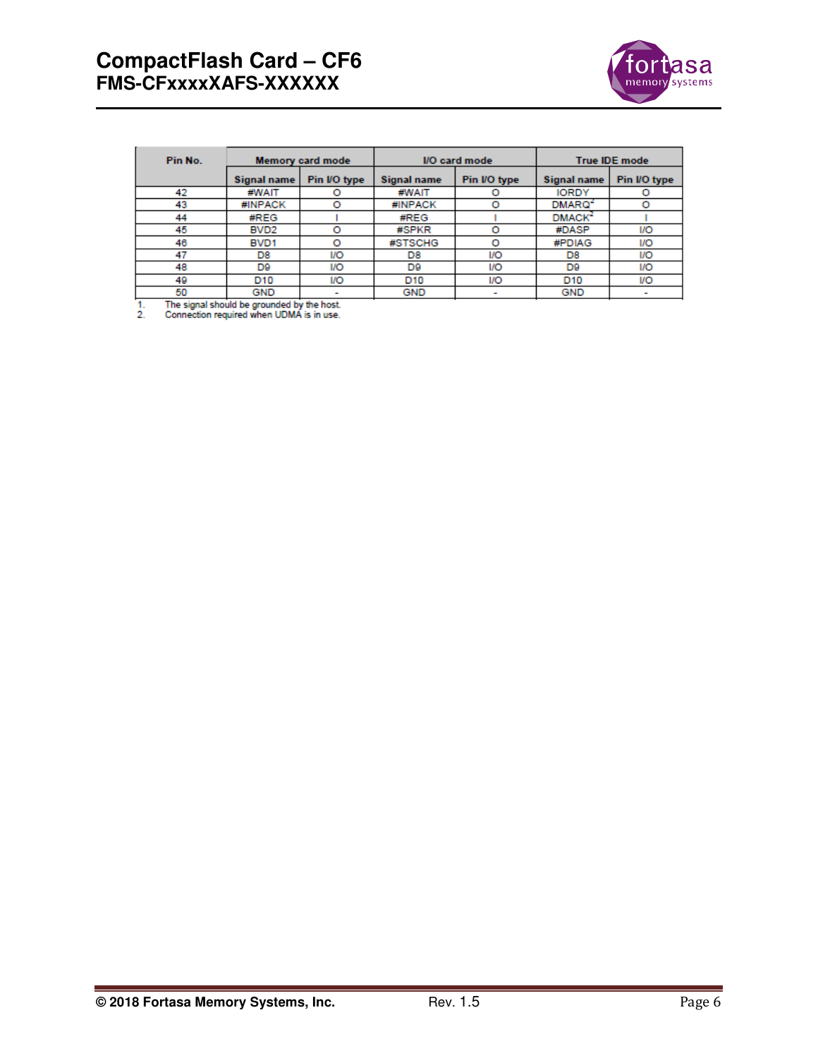| Pin No. | Memory card mode | | I/O card mode | | True IDE mode | |
|---|---|---|---|---|---|---|
| | Signal name | Pin I/O type | Signal name | Pin I/O type | Signal name | Pin I/O type |
| 42 | #WAIT | O | #WAIT | O | IORDY | O |
| 43 | #INPACK | O | #INPACK | O | DMARQ[2] | O |
| 44 | #REG | I | #REG | I | DMACK[2] | I |
| 45 | BVD2 | O | #SPKR | O | #DASP | I/O |
| 46 | BVD1 | O | #STSCHG | O | #PDIAG | I/O |
| 47 | D8 | I/O | D8 | I/O | D8 | I/O |
| 48 | D9 | I/O | D9 | I/O | D9 | I/O |
| 49 | D10 | I/O | D10 | I/O | D10 | I/O |
| 50 | GND | - | GND | - | GND | - |

1. The signal should be grounded by the host.
2. Connection required when UDMA is in use.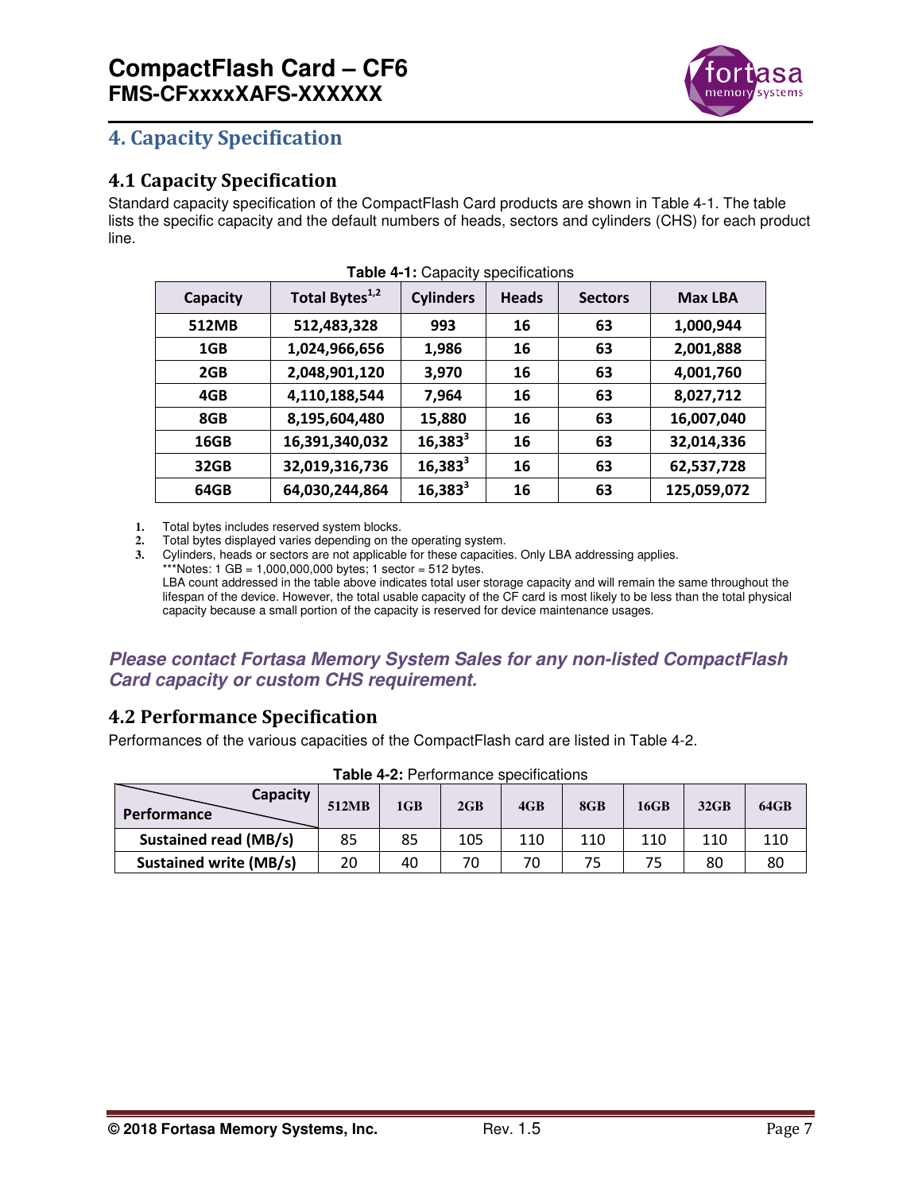## 4. Capacity Specification

### 4.1 Capacity Specification

Standard capacity specification of the CompactFlash Card products are shown in Table 4-1. The table lists the specific capacity and the default numbers of heads, sectors and cylinders (CHS) for each product line.

**Table 4-1:** Capacity specifications

| Capacity | Total Bytes[1,2] | Cylinders | Heads | Sectors | Max LBA |
|---|---|---|---|---|---|
| 512MB | 512,483,328 | 993 | 16 | 63 | 1,000,944 |
| 1GB | 1,024,966,656 | 1,986 | 16 | 63 | 2,001,888 |
| 2GB | 2,048,901,120 | 3,970 | 16 | 63 | 4,001,760 |
| 4GB | 4,110,188,544 | 7,964 | 16 | 63 | 8,027,712 |
| 8GB | 8,195,604,480 | 15,880 | 16 | 63 | 16,007,040 |
| 16GB | 16,391,340,032 | 16,383[3] | 16 | 63 | 32,014,336 |
| 32GB | 32,019,316,736 | 16,383[3] | 16 | 63 | 62,537,728 |
| 64GB | 64,030,244,864 | 16,383[3] | 16 | 63 | 125,059,072 |

1. Total bytes includes reserved system blocks.
2. Total bytes displayed varies depending on the operating system.
3. Cylinders, heads or sectors are not applicable for these capacities. Only LBA addressing applies.
   ***Notes: 1 GB = 1,000,000,000 bytes; 1 sector = 512 bytes.
   LBA count addressed in the table above indicates total user storage capacity and will remain the same throughout the lifespan of the device. However, the total usable capacity of the CF card is most likely to be less than the total physical capacity because a small portion of the capacity is reserved for device maintenance usages.

***Please contact Fortasa Memory System Sales for any non-listed CompactFlash Card capacity or custom CHS requirement.***

### 4.2 Performance Specification

Performances of the various capacities of the CompactFlash card are listed in Table 4-2.

**Table 4-2:** Performance specifications

| Performance \ Capacity | 512MB | 1GB | 2GB | 4GB | 8GB | 16GB | 32GB | 64GB |
|---|---|---|---|---|---|---|---|---|
| Sustained read (MB/s) | 85 | 85 | 105 | 110 | 110 | 110 | 110 | 110 |
| Sustained write (MB/s) | 20 | 40 | 70 | 70 | 75 | 75 | 80 | 80 |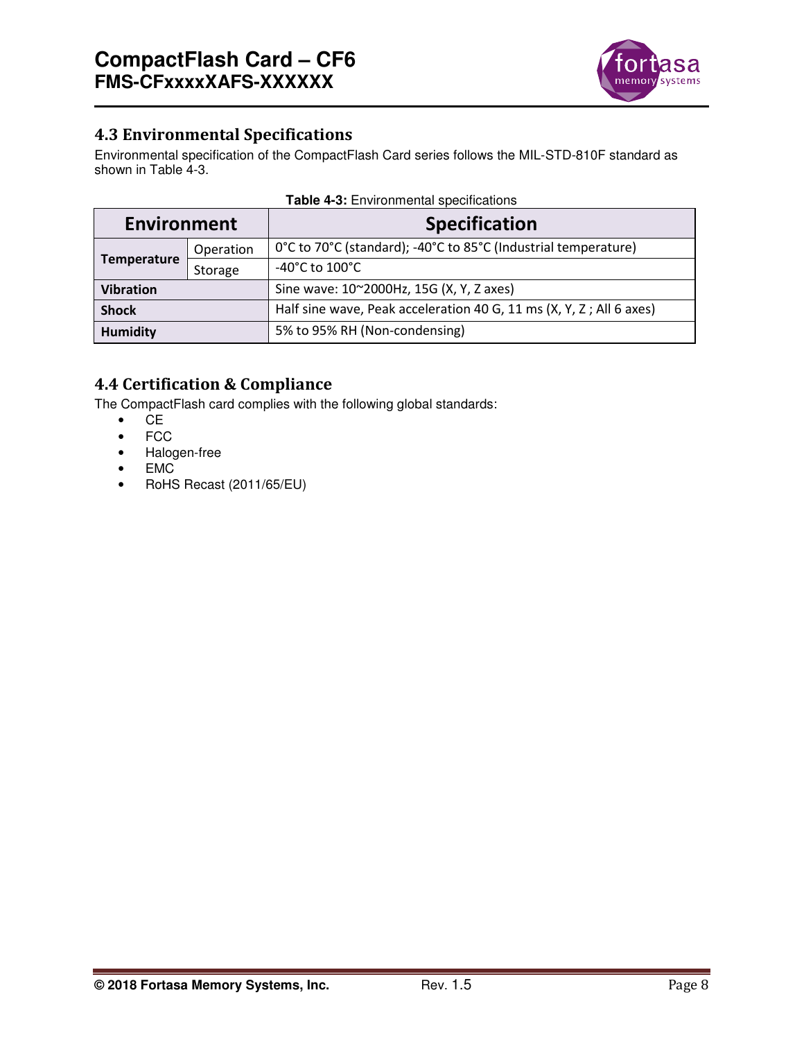## 4.3 Environmental Specifications

Environmental specification of the CompactFlash Card series follows the MIL-STD-810F standard as shown in Table 4-3.

**Table 4-3:** Environmental specifications

| Environment | | Specification |
|---|---|---|
| **Temperature** | Operation | 0°C to 70°C (standard); -40°C to 85°C (Industrial temperature) |
| | Storage | -40°C to 100°C |
| **Vibration** | | Sine wave: 10~2000Hz, 15G (X, Y, Z axes) |
| **Shock** | | Half sine wave, Peak acceleration 40 G, 11 ms (X, Y, Z ; All 6 axes) |
| **Humidity** | | 5% to 95% RH (Non-condensing) |

## 4.4 Certification & Compliance

The CompactFlash card complies with the following global standards:

- CE
- FCC
- Halogen-free
- EMC
- RoHS Recast (2011/65/EU)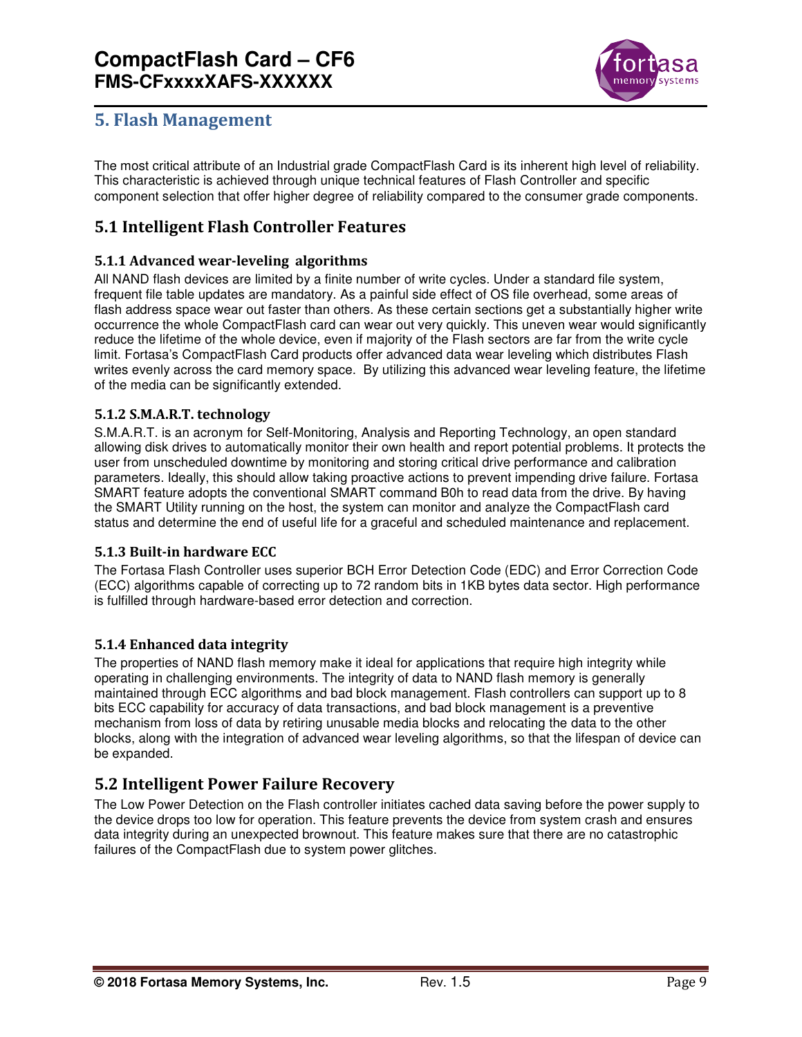# 5. Flash Management

The most critical attribute of an Industrial grade CompactFlash Card is its inherent high level of reliability. This characteristic is achieved through unique technical features of Flash Controller and specific component selection that offer higher degree of reliability compared to the consumer grade components.

## 5.1 Intelligent Flash Controller Features

### 5.1.1 Advanced wear-leveling algorithms

All NAND flash devices are limited by a finite number of write cycles. Under a standard file system, frequent file table updates are mandatory. As a painful side effect of OS file overhead, some areas of flash address space wear out faster than others. As these certain sections get a substantially higher write occurrence the whole CompactFlash card can wear out very quickly. This uneven wear would significantly reduce the lifetime of the whole device, even if majority of the Flash sectors are far from the write cycle limit. Fortasa's CompactFlash Card products offer advanced data wear leveling which distributes Flash writes evenly across the card memory space. By utilizing this advanced wear leveling feature, the lifetime of the media can be significantly extended.

### 5.1.2 S.M.A.R.T. technology

S.M.A.R.T. is an acronym for Self-Monitoring, Analysis and Reporting Technology, an open standard allowing disk drives to automatically monitor their own health and report potential problems. It protects the user from unscheduled downtime by monitoring and storing critical drive performance and calibration parameters. Ideally, this should allow taking proactive actions to prevent impending drive failure. Fortasa SMART feature adopts the conventional SMART command B0h to read data from the drive. By having the SMART Utility running on the host, the system can monitor and analyze the CompactFlash card status and determine the end of useful life for a graceful and scheduled maintenance and replacement.

### 5.1.3 Built-in hardware ECC

The Fortasa Flash Controller uses superior BCH Error Detection Code (EDC) and Error Correction Code (ECC) algorithms capable of correcting up to 72 random bits in 1KB bytes data sector. High performance is fulfilled through hardware-based error detection and correction.

### 5.1.4 Enhanced data integrity

The properties of NAND flash memory make it ideal for applications that require high integrity while operating in challenging environments. The integrity of data to NAND flash memory is generally maintained through ECC algorithms and bad block management. Flash controllers can support up to 8 bits ECC capability for accuracy of data transactions, and bad block management is a preventive mechanism from loss of data by retiring unusable media blocks and relocating the data to the other blocks, along with the integration of advanced wear leveling algorithms, so that the lifespan of device can be expanded.

## 5.2 Intelligent Power Failure Recovery

The Low Power Detection on the Flash controller initiates cached data saving before the power supply to the device drops too low for operation. This feature prevents the device from system crash and ensures data integrity during an unexpected brownout. This feature makes sure that there are no catastrophic failures of the CompactFlash due to system power glitches.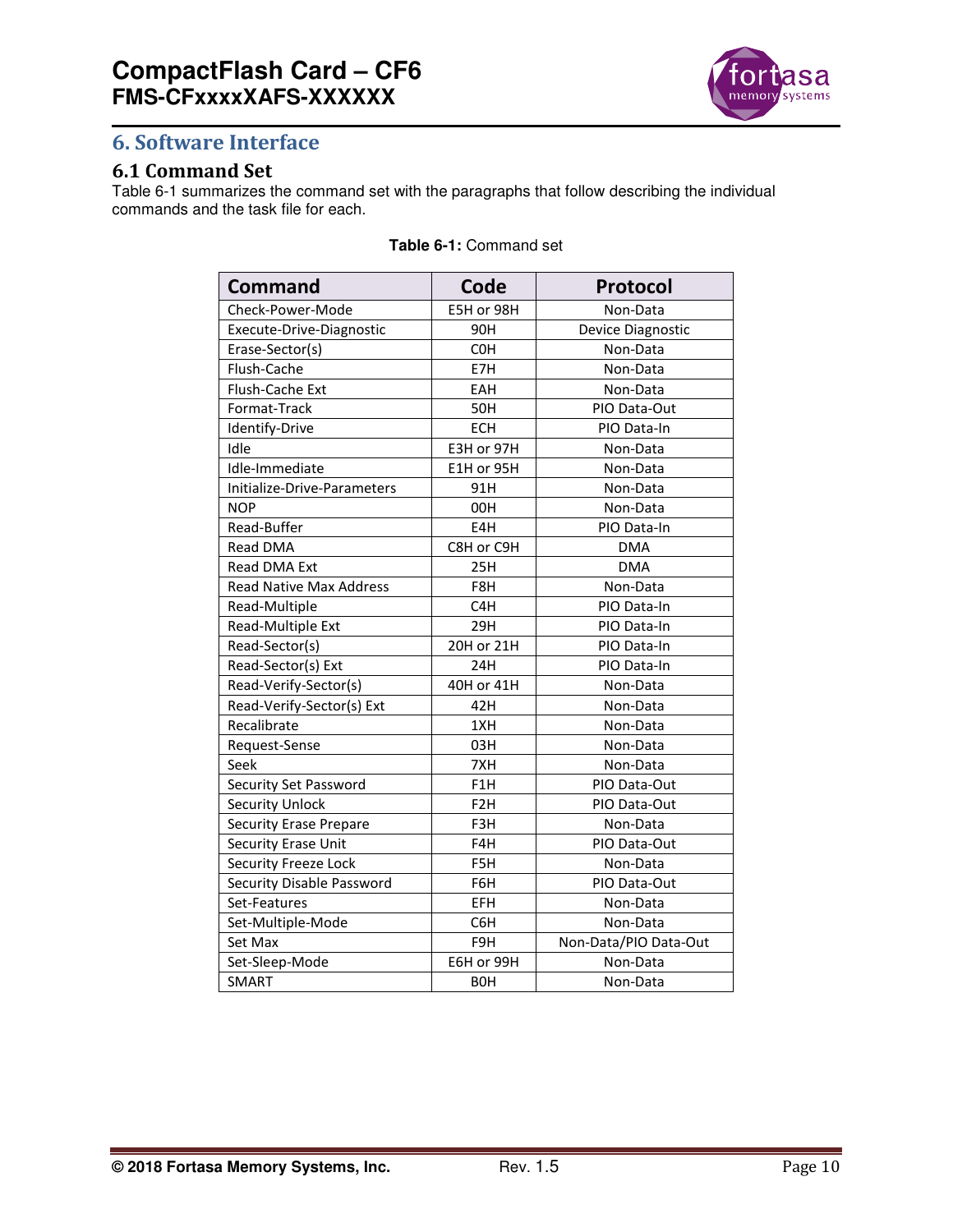# 6. Software Interface

## 6.1 Command Set

Table 6-1 summarizes the command set with the paragraphs that follow describing the individual commands and the task file for each.

**Table 6-1:** Command set

| Command | Code | Protocol |
|---|---|---|
| Check-Power-Mode | E5H or 98H | Non-Data |
| Execute-Drive-Diagnostic | 90H | Device Diagnostic |
| Erase-Sector(s) | C0H | Non-Data |
| Flush-Cache | E7H | Non-Data |
| Flush-Cache Ext | EAH | Non-Data |
| Format-Track | 50H | PIO Data-Out |
| Identify-Drive | ECH | PIO Data-In |
| Idle | E3H or 97H | Non-Data |
| Idle-Immediate | E1H or 95H | Non-Data |
| Initialize-Drive-Parameters | 91H | Non-Data |
| NOP | 00H | Non-Data |
| Read-Buffer | E4H | PIO Data-In |
| Read DMA | C8H or C9H | DMA |
| Read DMA Ext | 25H | DMA |
| Read Native Max Address | F8H | Non-Data |
| Read-Multiple | C4H | PIO Data-In |
| Read-Multiple Ext | 29H | PIO Data-In |
| Read-Sector(s) | 20H or 21H | PIO Data-In |
| Read-Sector(s) Ext | 24H | PIO Data-In |
| Read-Verify-Sector(s) | 40H or 41H | Non-Data |
| Read-Verify-Sector(s) Ext | 42H | Non-Data |
| Recalibrate | 1XH | Non-Data |
| Request-Sense | 03H | Non-Data |
| Seek | 7XH | Non-Data |
| Security Set Password | F1H | PIO Data-Out |
| Security Unlock | F2H | PIO Data-Out |
| Security Erase Prepare | F3H | Non-Data |
| Security Erase Unit | F4H | PIO Data-Out |
| Security Freeze Lock | F5H | Non-Data |
| Security Disable Password | F6H | PIO Data-Out |
| Set-Features | EFH | Non-Data |
| Set-Multiple-Mode | C6H | Non-Data |
| Set Max | F9H | Non-Data/PIO Data-Out |
| Set-Sleep-Mode | E6H or 99H | Non-Data |
| SMART | B0H | Non-Data |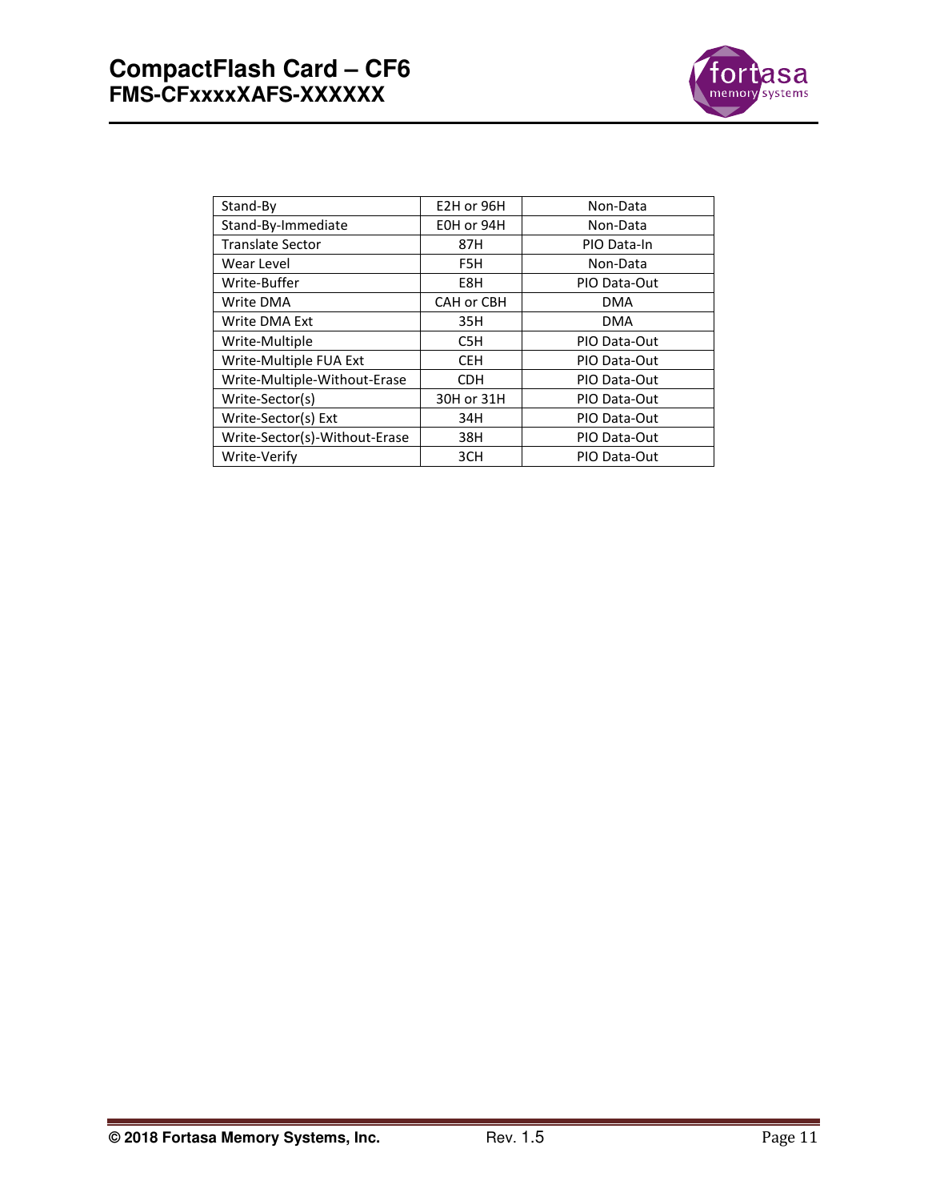| Stand-By | E2H or 96H | Non-Data |
|---|---|---|
| Stand-By-Immediate | E0H or 94H | Non-Data |
| Translate Sector | 87H | PIO Data-In |
| Wear Level | F5H | Non-Data |
| Write-Buffer | E8H | PIO Data-Out |
| Write DMA | CAH or CBH | DMA |
| Write DMA Ext | 35H | DMA |
| Write-Multiple | C5H | PIO Data-Out |
| Write-Multiple FUA Ext | CEH | PIO Data-Out |
| Write-Multiple-Without-Erase | CDH | PIO Data-Out |
| Write-Sector(s) | 30H or 31H | PIO Data-Out |
| Write-Sector(s) Ext | 34H | PIO Data-Out |
| Write-Sector(s)-Without-Erase | 38H | PIO Data-Out |
| Write-Verify | 3CH | PIO Data-Out |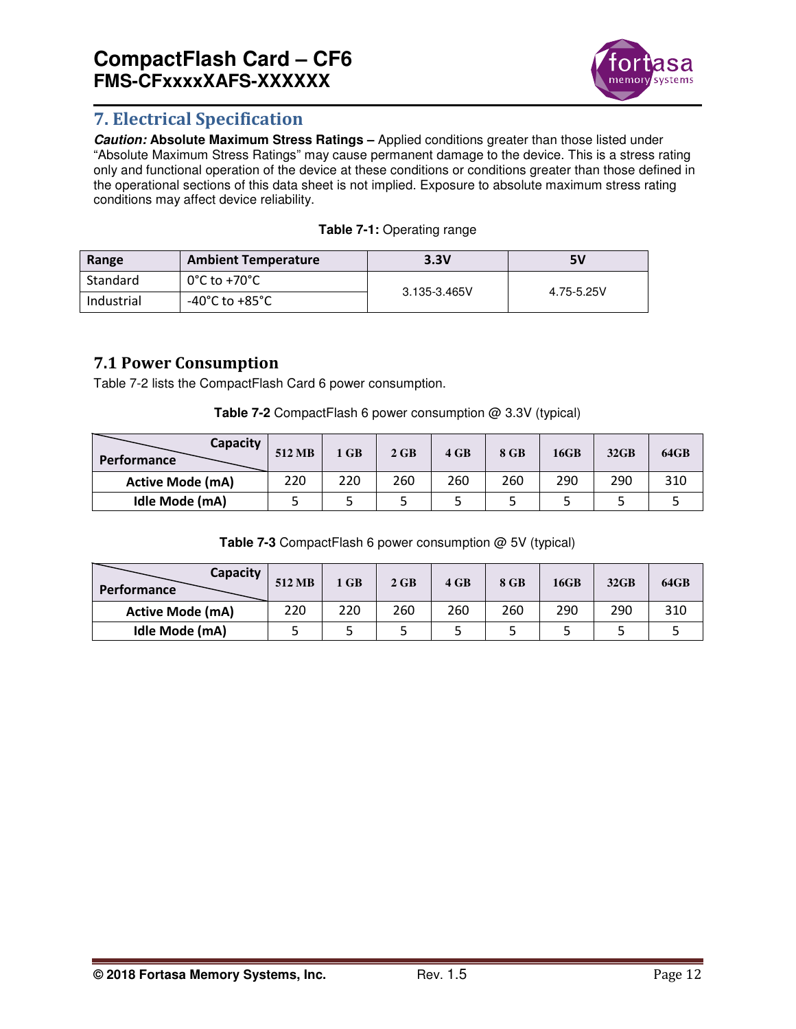## 7. Electrical Specification

***Caution:*** **Absolute Maximum Stress Ratings –** Applied conditions greater than those listed under "Absolute Maximum Stress Ratings" may cause permanent damage to the device. This is a stress rating only and functional operation of the device at these conditions or conditions greater than those defined in the operational sections of this data sheet is not implied. Exposure to absolute maximum stress rating conditions may affect device reliability.

**Table 7-1:** Operating range

| Range | Ambient Temperature | 3.3V | 5V |
|---|---|---|---|
| Standard | 0°C to +70°C | 3.135-3.465V | 4.75-5.25V |
| Industrial | -40°C to +85°C | | |

### 7.1 Power Consumption

Table 7-2 lists the CompactFlash Card 6 power consumption.

**Table 7-2** CompactFlash 6 power consumption @ 3.3V (typical)

| Performance \ Capacity | 512 MB | 1 GB | 2 GB | 4 GB | 8 GB | 16GB | 32GB | 64GB |
|---|---|---|---|---|---|---|---|---|
| **Active Mode (mA)** | 220 | 220 | 260 | 260 | 260 | 290 | 290 | 310 |
| **Idle Mode (mA)** | 5 | 5 | 5 | 5 | 5 | 5 | 5 | 5 |

**Table 7-3** CompactFlash 6 power consumption @ 5V (typical)

| Performance \ Capacity | 512 MB | 1 GB | 2 GB | 4 GB | 8 GB | 16GB | 32GB | 64GB |
|---|---|---|---|---|---|---|---|---|
| **Active Mode (mA)** | 220 | 220 | 260 | 260 | 260 | 290 | 290 | 310 |
| **Idle Mode (mA)** | 5 | 5 | 5 | 5 | 5 | 5 | 5 | 5 |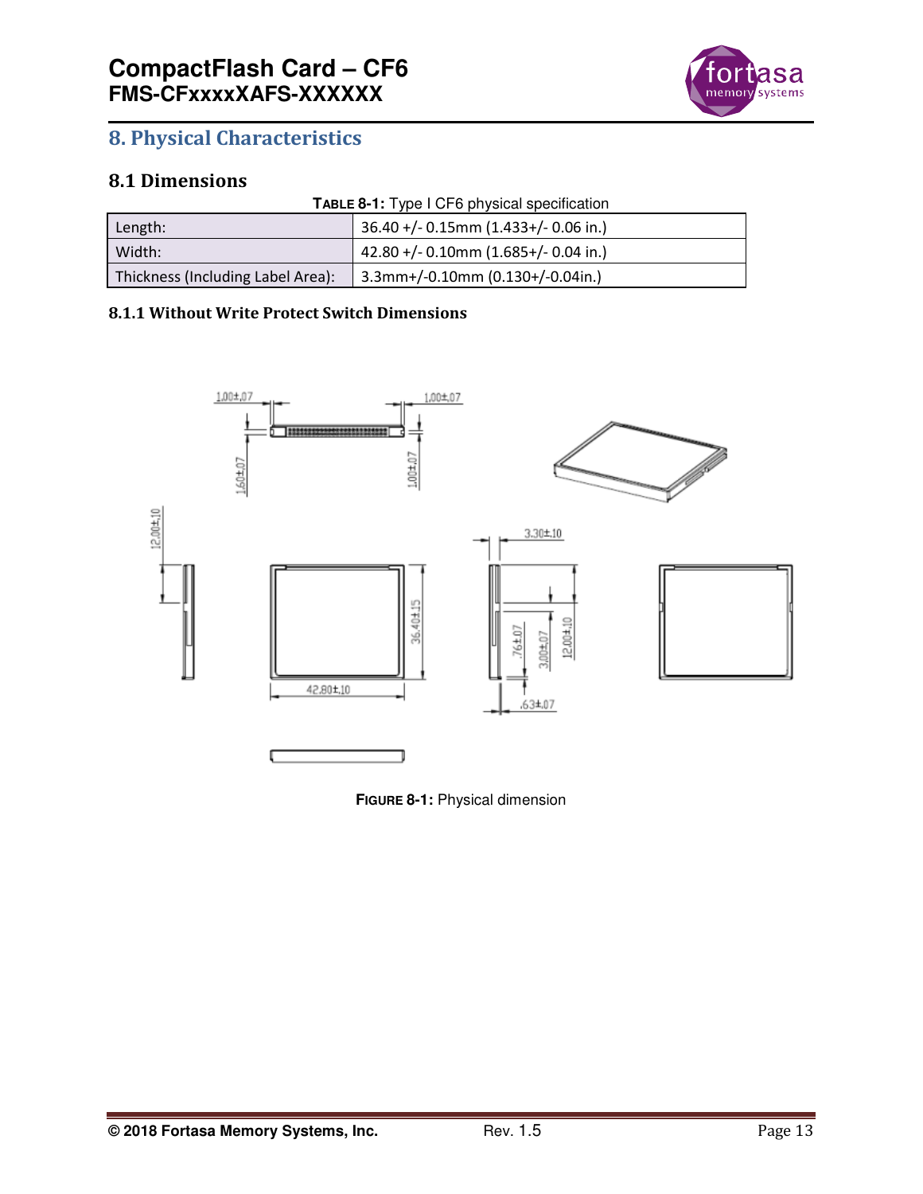# 8. Physical Characteristics

## 8.1 Dimensions

**TABLE 8-1:** Type I CF6 physical specification

| | |
|---|---|
| Length: | 36.40 +/- 0.15mm (1.433+/- 0.06 in.) |
| Width: | 42.80 +/- 0.10mm (1.685+/- 0.04 in.) |
| Thickness (Including Label Area): | 3.3mm+/-0.10mm (0.130+/-0.04in.) |

### 8.1.1 Without Write Protect Switch Dimensions

**FIGURE 8-1:** Physical dimension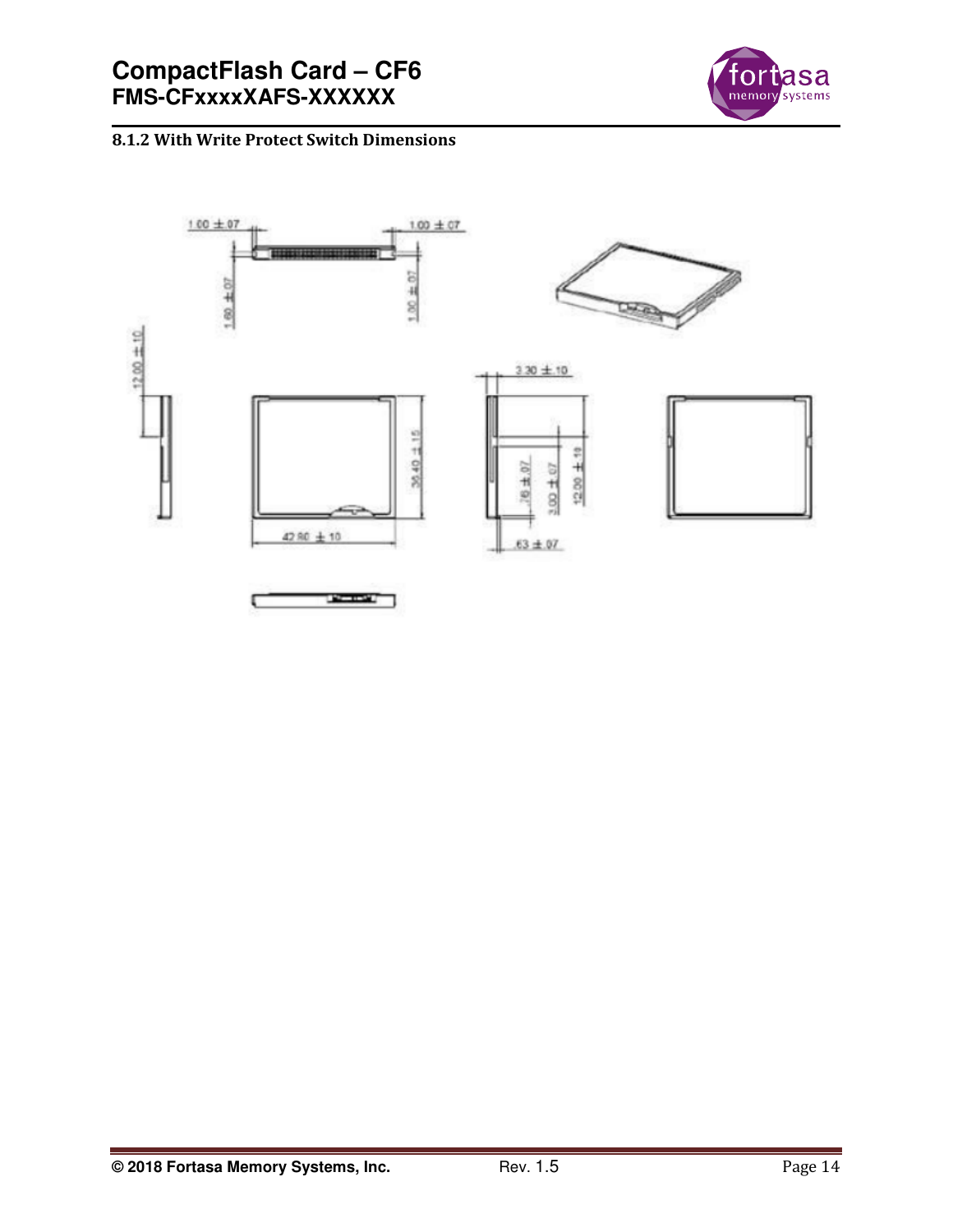### 8.1.2 With Write Protect Switch Dimensions

1.00 ± .07

1.00 ± .07

1.60 ± .07

1.00 ± .07

12.00 ± .10

3.30 ± .10

36.40 ± .15

.76 ± .07

3.00 ± .07

12.00 ± .10

42.80 ± .10

.63 ± .07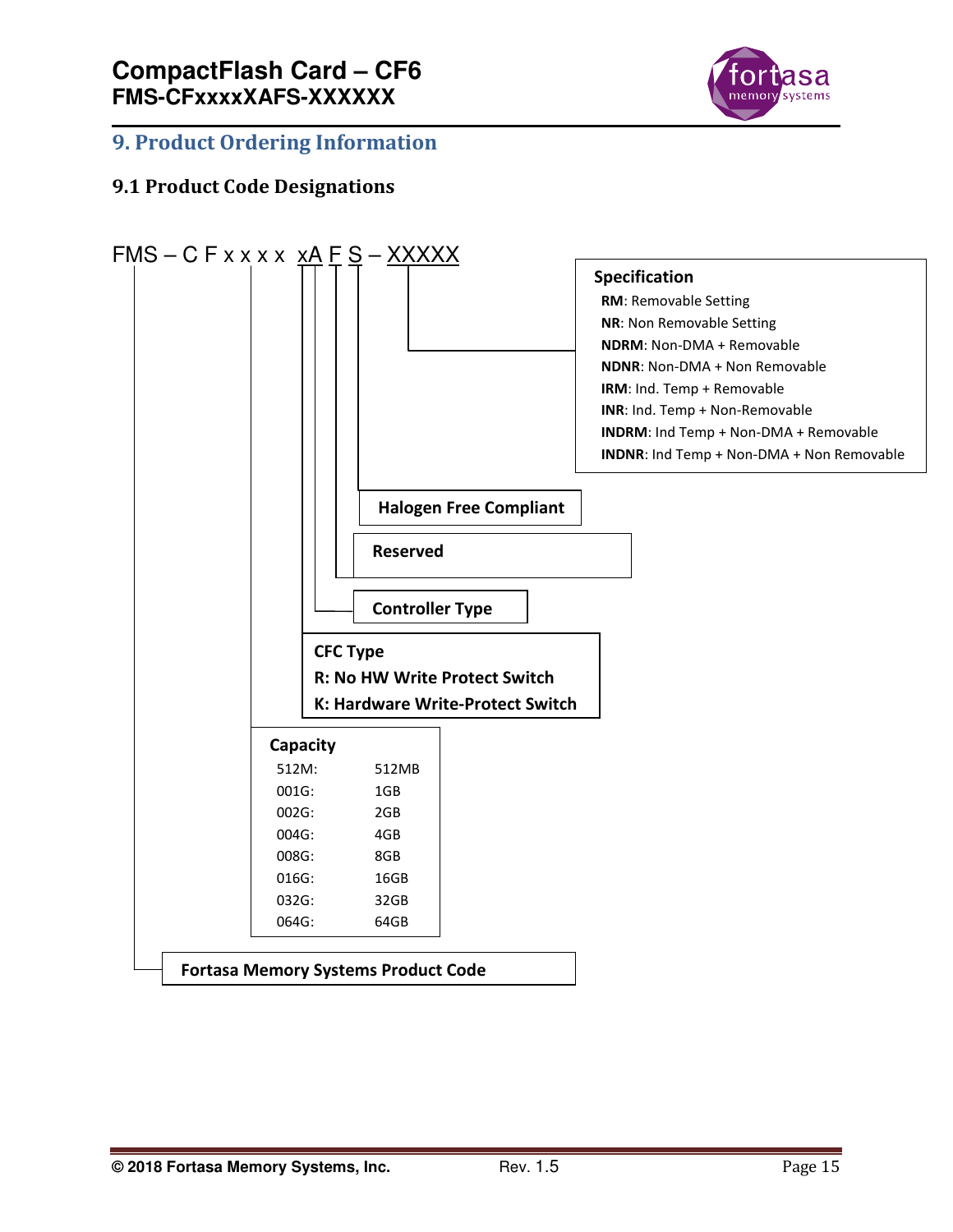## 9. Product Ordering Information

### 9.1 Product Code Designations

FMS – C F x x x x xA F S – XXXXX

**Specification**

- **RM**: Removable Setting
- **NR**: Non Removable Setting
- **NDRM**: Non-DMA + Removable
- **NDNR**: Non-DMA + Non Removable
- **IRM**: Ind. Temp + Removable
- **INR**: Ind. Temp + Non-Removable
- **INDRM**: Ind Temp + Non-DMA + Removable
- **INDNR**: Ind Temp + Non-DMA + Non Removable

**Halogen Free Compliant**

**Reserved**

**Controller Type**

**CFC Type**

**R: No HW Write Protect Switch**

**K: Hardware Write-Protect Switch**

**Capacity**

| Code | Capacity |
|---|---|
| 512M: | 512MB |
| 001G: | 1GB |
| 002G: | 2GB |
| 004G: | 4GB |
| 008G: | 8GB |
| 016G: | 16GB |
| 032G: | 32GB |
| 064G: | 64GB |

**Fortasa Memory Systems Product Code**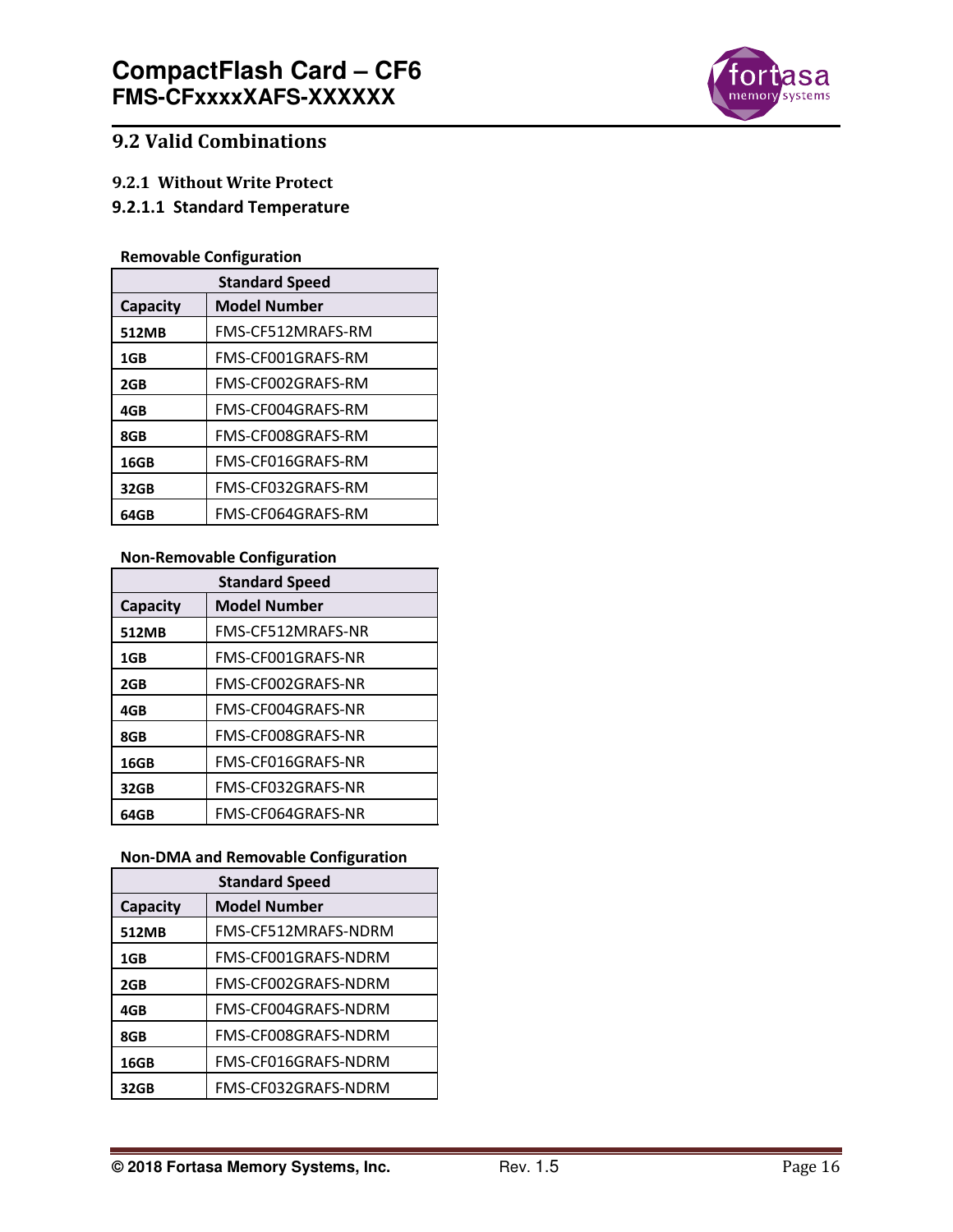## 9.2 Valid Combinations

### 9.2.1 Without Write Protect

#### 9.2.1.1 Standard Temperature

**Removable Configuration**

| Standard Speed | |
|---|---|
| **Capacity** | **Model Number** |
| **512MB** | FMS-CF512MRAFS-RM |
| **1GB** | FMS-CF001GRAFS-RM |
| **2GB** | FMS-CF002GRAFS-RM |
| **4GB** | FMS-CF004GRAFS-RM |
| **8GB** | FMS-CF008GRAFS-RM |
| **16GB** | FMS-CF016GRAFS-RM |
| **32GB** | FMS-CF032GRAFS-RM |
| **64GB** | FMS-CF064GRAFS-RM |

**Non-Removable Configuration**

| Standard Speed | |
|---|---|
| **Capacity** | **Model Number** |
| **512MB** | FMS-CF512MRAFS-NR |
| **1GB** | FMS-CF001GRAFS-NR |
| **2GB** | FMS-CF002GRAFS-NR |
| **4GB** | FMS-CF004GRAFS-NR |
| **8GB** | FMS-CF008GRAFS-NR |
| **16GB** | FMS-CF016GRAFS-NR |
| **32GB** | FMS-CF032GRAFS-NR |
| **64GB** | FMS-CF064GRAFS-NR |

**Non-DMA and Removable Configuration**

| Standard Speed | |
|---|---|
| **Capacity** | **Model Number** |
| **512MB** | FMS-CF512MRAFS-NDRM |
| **1GB** | FMS-CF001GRAFS-NDRM |
| **2GB** | FMS-CF002GRAFS-NDRM |
| **4GB** | FMS-CF004GRAFS-NDRM |
| **8GB** | FMS-CF008GRAFS-NDRM |
| **16GB** | FMS-CF016GRAFS-NDRM |
| **32GB** | FMS-CF032GRAFS-NDRM |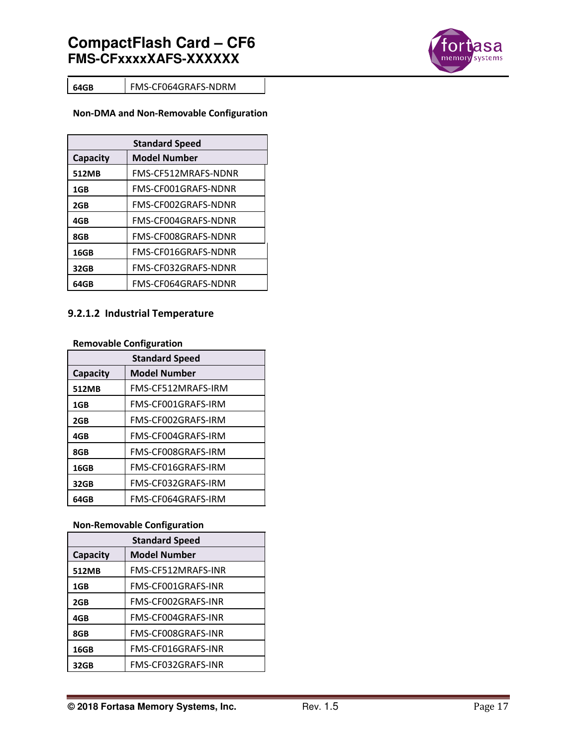| 64GB | FMS-CF064GRAFS-NDRM |
|---|---|

**Non-DMA and Non-Removable Configuration**

| Standard Speed | |
|---|---|
| **Capacity** | **Model Number** |
| **512MB** | FMS-CF512MRAFS-NDNR |
| **1GB** | FMS-CF001GRAFS-NDNR |
| **2GB** | FMS-CF002GRAFS-NDNR |
| **4GB** | FMS-CF004GRAFS-NDNR |
| **8GB** | FMS-CF008GRAFS-NDNR |
| **16GB** | FMS-CF016GRAFS-NDNR |
| **32GB** | FMS-CF032GRAFS-NDNR |
| **64GB** | FMS-CF064GRAFS-NDNR |

#### 9.2.1.2 Industrial Temperature

**Removable Configuration**

| Standard Speed | |
|---|---|
| **Capacity** | **Model Number** |
| **512MB** | FMS-CF512MRAFS-IRM |
| **1GB** | FMS-CF001GRAFS-IRM |
| **2GB** | FMS-CF002GRAFS-IRM |
| **4GB** | FMS-CF004GRAFS-IRM |
| **8GB** | FMS-CF008GRAFS-IRM |
| **16GB** | FMS-CF016GRAFS-IRM |
| **32GB** | FMS-CF032GRAFS-IRM |
| **64GB** | FMS-CF064GRAFS-IRM |

**Non-Removable Configuration**

| Standard Speed | |
|---|---|
| **Capacity** | **Model Number** |
| **512MB** | FMS-CF512MRAFS-INR |
| **1GB** | FMS-CF001GRAFS-INR |
| **2GB** | FMS-CF002GRAFS-INR |
| **4GB** | FMS-CF004GRAFS-INR |
| **8GB** | FMS-CF008GRAFS-INR |
| **16GB** | FMS-CF016GRAFS-INR |
| **32GB** | FMS-CF032GRAFS-INR |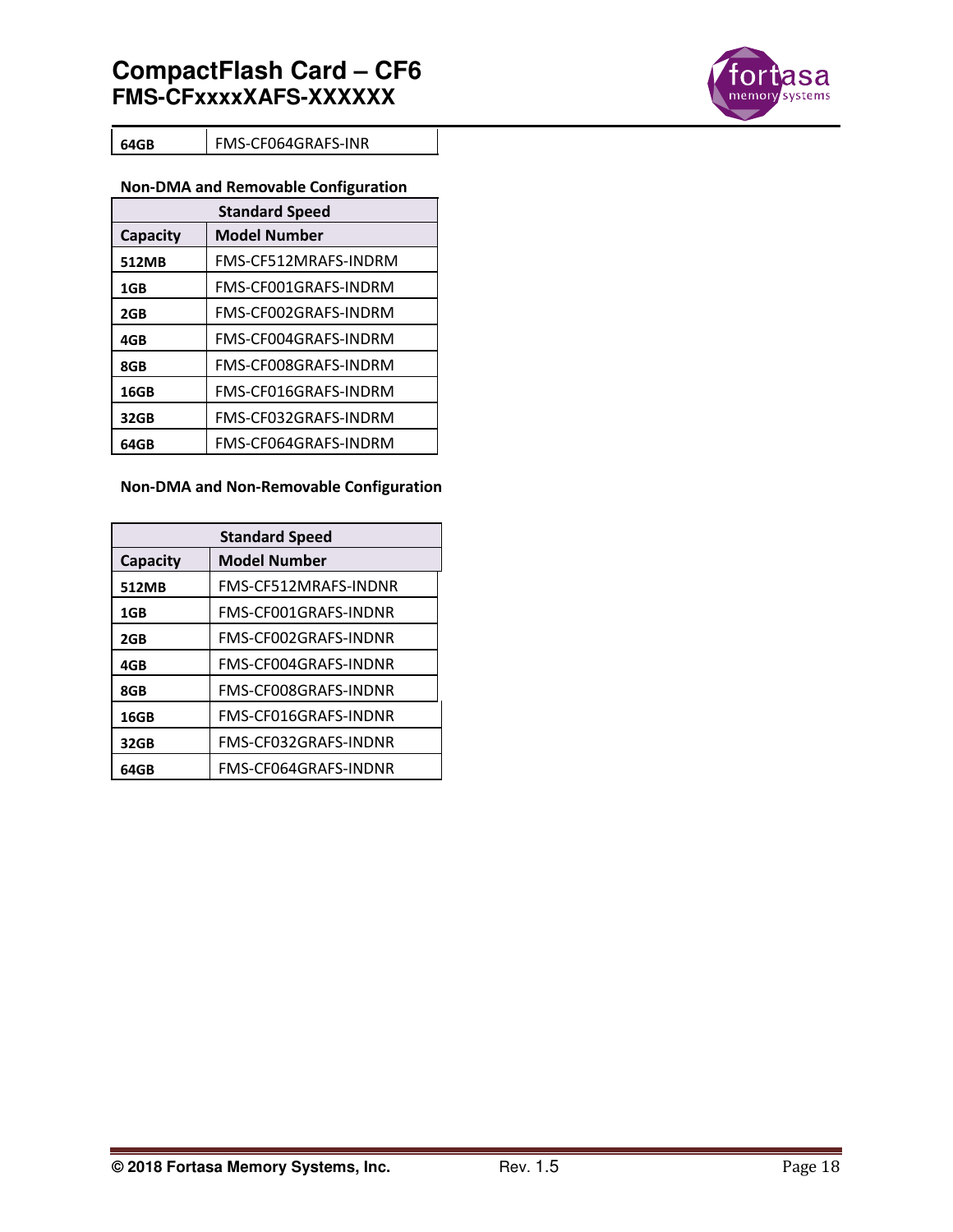| 64GB | FMS-CF064GRAFS-INR |
|---|---|

**Non-DMA and Removable Configuration**

| Standard Speed | |
|---|---|
| **Capacity** | **Model Number** |
| **512MB** | FMS-CF512MRAFS-INDRM |
| **1GB** | FMS-CF001GRAFS-INDRM |
| **2GB** | FMS-CF002GRAFS-INDRM |
| **4GB** | FMS-CF004GRAFS-INDRM |
| **8GB** | FMS-CF008GRAFS-INDRM |
| **16GB** | FMS-CF016GRAFS-INDRM |
| **32GB** | FMS-CF032GRAFS-INDRM |
| **64GB** | FMS-CF064GRAFS-INDRM |

**Non-DMA and Non-Removable Configuration**

| Standard Speed | |
|---|---|
| **Capacity** | **Model Number** |
| **512MB** | FMS-CF512MRAFS-INDNR |
| **1GB** | FMS-CF001GRAFS-INDNR |
| **2GB** | FMS-CF002GRAFS-INDNR |
| **4GB** | FMS-CF004GRAFS-INDNR |
| **8GB** | FMS-CF008GRAFS-INDNR |
| **16GB** | FMS-CF016GRAFS-INDNR |
| **32GB** | FMS-CF032GRAFS-INDNR |
| **64GB** | FMS-CF064GRAFS-INDNR |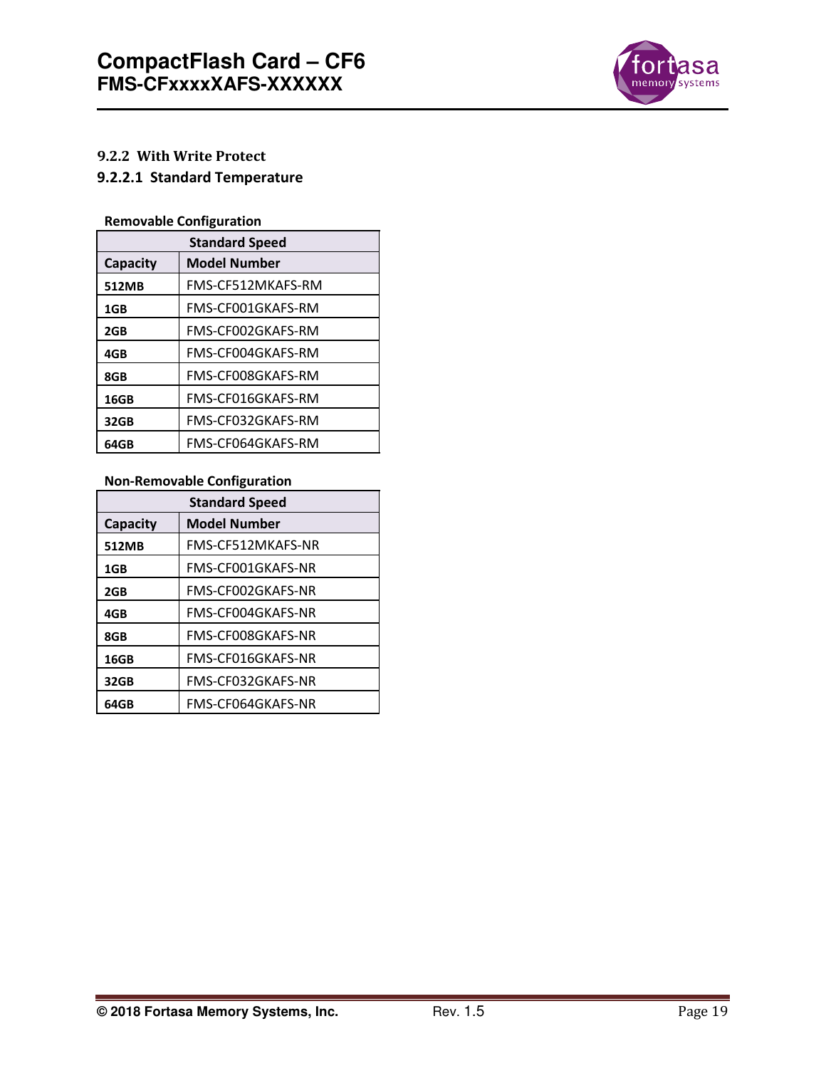### 9.2.2 With Write Protect

#### 9.2.2.1 Standard Temperature

**Removable Configuration**

| Standard Speed | |
|---|---|
| **Capacity** | **Model Number** |
| **512MB** | FMS-CF512MKAFS-RM |
| **1GB** | FMS-CF001GKAFS-RM |
| **2GB** | FMS-CF002GKAFS-RM |
| **4GB** | FMS-CF004GKAFS-RM |
| **8GB** | FMS-CF008GKAFS-RM |
| **16GB** | FMS-CF016GKAFS-RM |
| **32GB** | FMS-CF032GKAFS-RM |
| **64GB** | FMS-CF064GKAFS-RM |

**Non-Removable Configuration**

| Standard Speed | |
|---|---|
| **Capacity** | **Model Number** |
| **512MB** | FMS-CF512MKAFS-NR |
| **1GB** | FMS-CF001GKAFS-NR |
| **2GB** | FMS-CF002GKAFS-NR |
| **4GB** | FMS-CF004GKAFS-NR |
| **8GB** | FMS-CF008GKAFS-NR |
| **16GB** | FMS-CF016GKAFS-NR |
| **32GB** | FMS-CF032GKAFS-NR |
| **64GB** | FMS-CF064GKAFS-NR |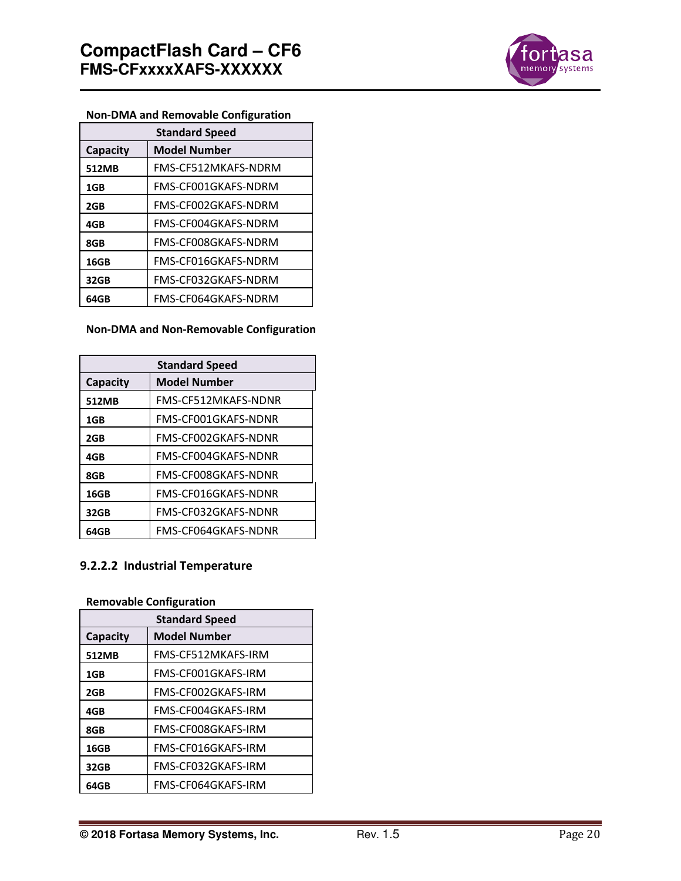**Non-DMA and Removable Configuration**

| Standard Speed | |
|---|---|
| **Capacity** | **Model Number** |
| **512MB** | FMS-CF512MKAFS-NDRM |
| **1GB** | FMS-CF001GKAFS-NDRM |
| **2GB** | FMS-CF002GKAFS-NDRM |
| **4GB** | FMS-CF004GKAFS-NDRM |
| **8GB** | FMS-CF008GKAFS-NDRM |
| **16GB** | FMS-CF016GKAFS-NDRM |
| **32GB** | FMS-CF032GKAFS-NDRM |
| **64GB** | FMS-CF064GKAFS-NDRM |

**Non-DMA and Non-Removable Configuration**

| Standard Speed | |
|---|---|
| **Capacity** | **Model Number** |
| **512MB** | FMS-CF512MKAFS-NDNR |
| **1GB** | FMS-CF001GKAFS-NDNR |
| **2GB** | FMS-CF002GKAFS-NDNR |
| **4GB** | FMS-CF004GKAFS-NDNR |
| **8GB** | FMS-CF008GKAFS-NDNR |
| **16GB** | FMS-CF016GKAFS-NDNR |
| **32GB** | FMS-CF032GKAFS-NDNR |
| **64GB** | FMS-CF064GKAFS-NDNR |

### 9.2.2.2 Industrial Temperature

**Removable Configuration**

| Standard Speed | |
|---|---|
| **Capacity** | **Model Number** |
| **512MB** | FMS-CF512MKAFS-IRM |
| **1GB** | FMS-CF001GKAFS-IRM |
| **2GB** | FMS-CF002GKAFS-IRM |
| **4GB** | FMS-CF004GKAFS-IRM |
| **8GB** | FMS-CF008GKAFS-IRM |
| **16GB** | FMS-CF016GKAFS-IRM |
| **32GB** | FMS-CF032GKAFS-IRM |
| **64GB** | FMS-CF064GKAFS-IRM |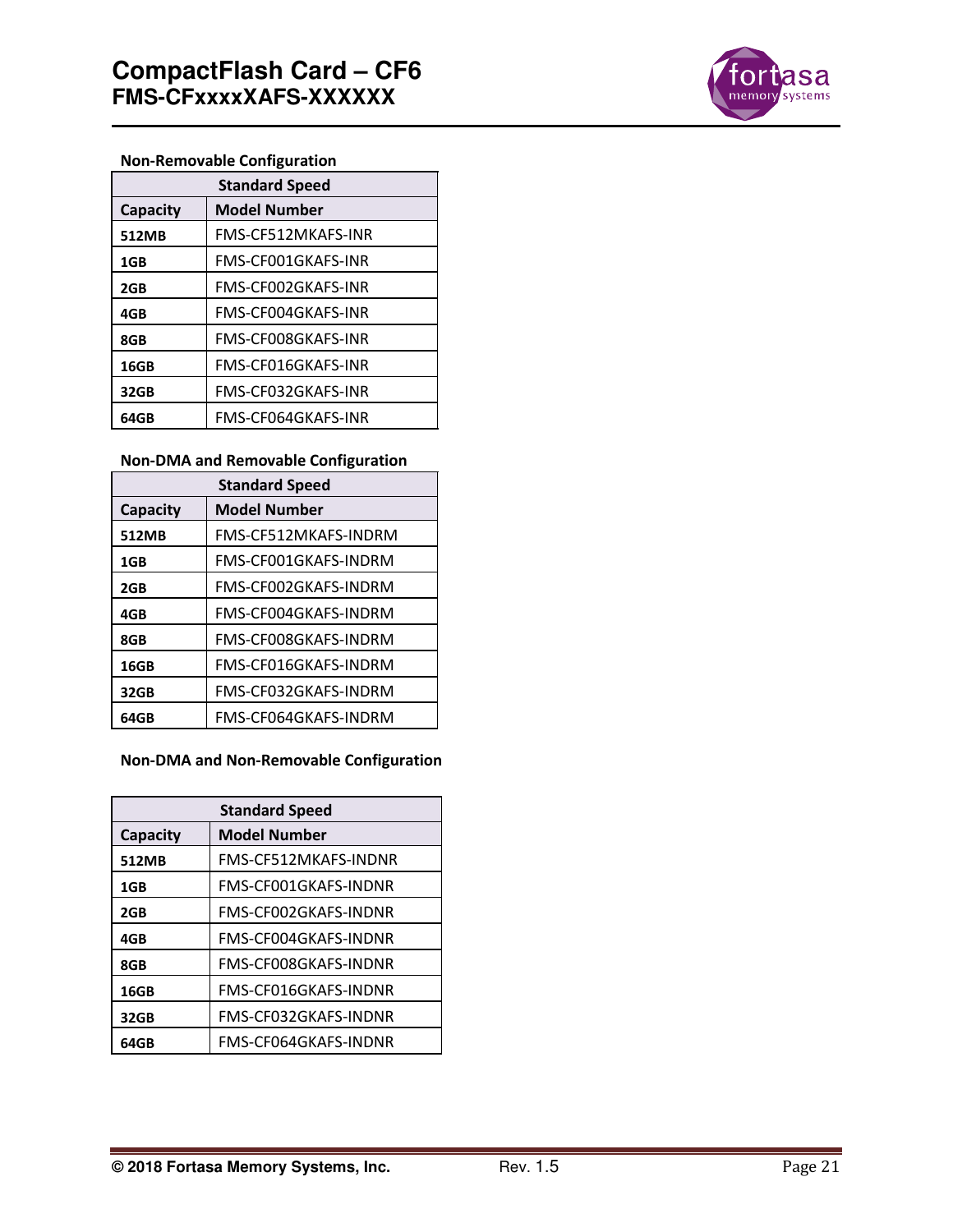**Non-Removable Configuration**

| Standard Speed | |
|---|---|
| **Capacity** | **Model Number** |
| **512MB** | FMS-CF512MKAFS-INR |
| **1GB** | FMS-CF001GKAFS-INR |
| **2GB** | FMS-CF002GKAFS-INR |
| **4GB** | FMS-CF004GKAFS-INR |
| **8GB** | FMS-CF008GKAFS-INR |
| **16GB** | FMS-CF016GKAFS-INR |
| **32GB** | FMS-CF032GKAFS-INR |
| **64GB** | FMS-CF064GKAFS-INR |

**Non-DMA and Removable Configuration**

| Standard Speed | |
|---|---|
| **Capacity** | **Model Number** |
| **512MB** | FMS-CF512MKAFS-INDRM |
| **1GB** | FMS-CF001GKAFS-INDRM |
| **2GB** | FMS-CF002GKAFS-INDRM |
| **4GB** | FMS-CF004GKAFS-INDRM |
| **8GB** | FMS-CF008GKAFS-INDRM |
| **16GB** | FMS-CF016GKAFS-INDRM |
| **32GB** | FMS-CF032GKAFS-INDRM |
| **64GB** | FMS-CF064GKAFS-INDRM |

**Non-DMA and Non-Removable Configuration**

| Standard Speed | |
|---|---|
| **Capacity** | **Model Number** |
| **512MB** | FMS-CF512MKAFS-INDNR |
| **1GB** | FMS-CF001GKAFS-INDNR |
| **2GB** | FMS-CF002GKAFS-INDNR |
| **4GB** | FMS-CF004GKAFS-INDNR |
| **8GB** | FMS-CF008GKAFS-INDNR |
| **16GB** | FMS-CF016GKAFS-INDNR |
| **32GB** | FMS-CF032GKAFS-INDNR |
| **64GB** | FMS-CF064GKAFS-INDNR |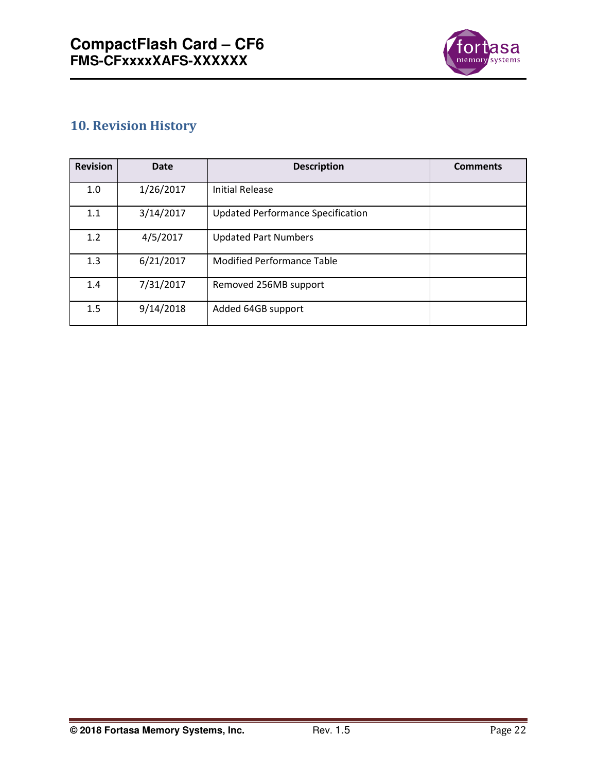## 10. Revision History

| Revision | Date | Description | Comments |
|---|---|---|---|
| 1.0 | 1/26/2017 | Initial Release | |
| 1.1 | 3/14/2017 | Updated Performance Specification | |
| 1.2 | 4/5/2017 | Updated Part Numbers | |
| 1.3 | 6/21/2017 | Modified Performance Table | |
| 1.4 | 7/31/2017 | Removed 256MB support | |
| 1.5 | 9/14/2018 | Added 64GB support | |